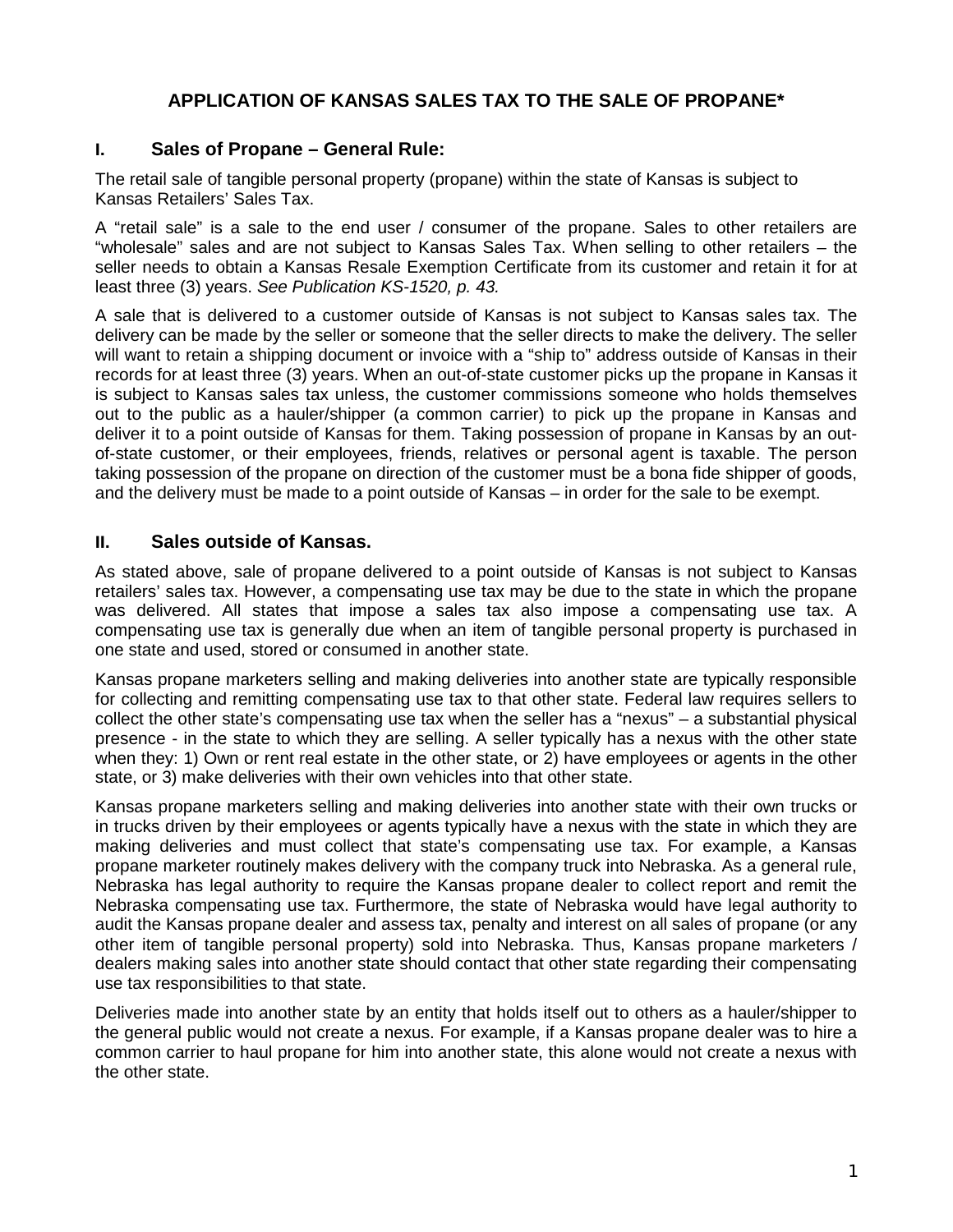# APPLICATION OF KANSAS SALES TAX TO THE SALE OF PROPANE*

## I. Sales of Propane – General Rule:

The retail sale of tangible personal property (propane) within the state of Kansas is subject to Kansas Retailers' Sales Tax.

A "retail sale" is a sale to the end user / consumer of the propane. Sales to other retailers are "wholesale" sales and are not subject to Kansas Sales Tax. When selling to other retailers – the seller needs to obtain a Kansas Resale Exemption Certificate from its customer and retain it for at least three (3) years. *See Publication KS-1520, p. 43.*

A sale that is delivered to a customer outside of Kansas is not subject to Kansas sales tax. The delivery can be made by the seller or someone that the seller directs to make the delivery. The seller will want to retain a shipping document or invoice with a "ship to" address outside of Kansas in their records for at least three (3) years. When an out-of-state customer picks up the propane in Kansas it is subject to Kansas sales tax unless, the customer commissions someone who holds themselves out to the public as a hauler/shipper (a common carrier) to pick up the propane in Kansas and deliver it to a point outside of Kansas for them. Taking possession of propane in Kansas by an out-of-state customer, or their employees, friends, relatives or personal agent is taxable. The person taking possession of the propane on direction of the customer must be a bona fide shipper of goods, and the delivery must be made to a point outside of Kansas – in order for the sale to be exempt.

## II. Sales outside of Kansas.

As stated above, sale of propane delivered to a point outside of Kansas is not subject to Kansas retailers' sales tax. However, a compensating use tax may be due to the state in which the propane was delivered. All states that impose a sales tax also impose a compensating use tax. A compensating use tax is generally due when an item of tangible personal property is purchased in one state and used, stored or consumed in another state.

Kansas propane marketers selling and making deliveries into another state are typically responsible for collecting and remitting compensating use tax to that other state. Federal law requires sellers to collect the other state's compensating use tax when the seller has a "nexus" – a substantial physical presence - in the state to which they are selling. A seller typically has a nexus with the other state when they: 1) Own or rent real estate in the other state, or 2) have employees or agents in the other state, or 3) make deliveries with their own vehicles into that other state.

Kansas propane marketers selling and making deliveries into another state with their own trucks or in trucks driven by their employees or agents typically have a nexus with the state in which they are making deliveries and must collect that state's compensating use tax. For example, a Kansas propane marketer routinely makes delivery with the company truck into Nebraska. As a general rule, Nebraska has legal authority to require the Kansas propane dealer to collect report and remit the Nebraska compensating use tax. Furthermore, the state of Nebraska would have legal authority to audit the Kansas propane dealer and assess tax, penalty and interest on all sales of propane (or any other item of tangible personal property) sold into Nebraska. Thus, Kansas propane marketers / dealers making sales into another state should contact that other state regarding their compensating use tax responsibilities to that state.

Deliveries made into another state by an entity that holds itself out to others as a hauler/shipper to the general public would not create a nexus. For example, if a Kansas propane dealer was to hire a common carrier to haul propane for him into another state, this alone would not create a nexus with the other state.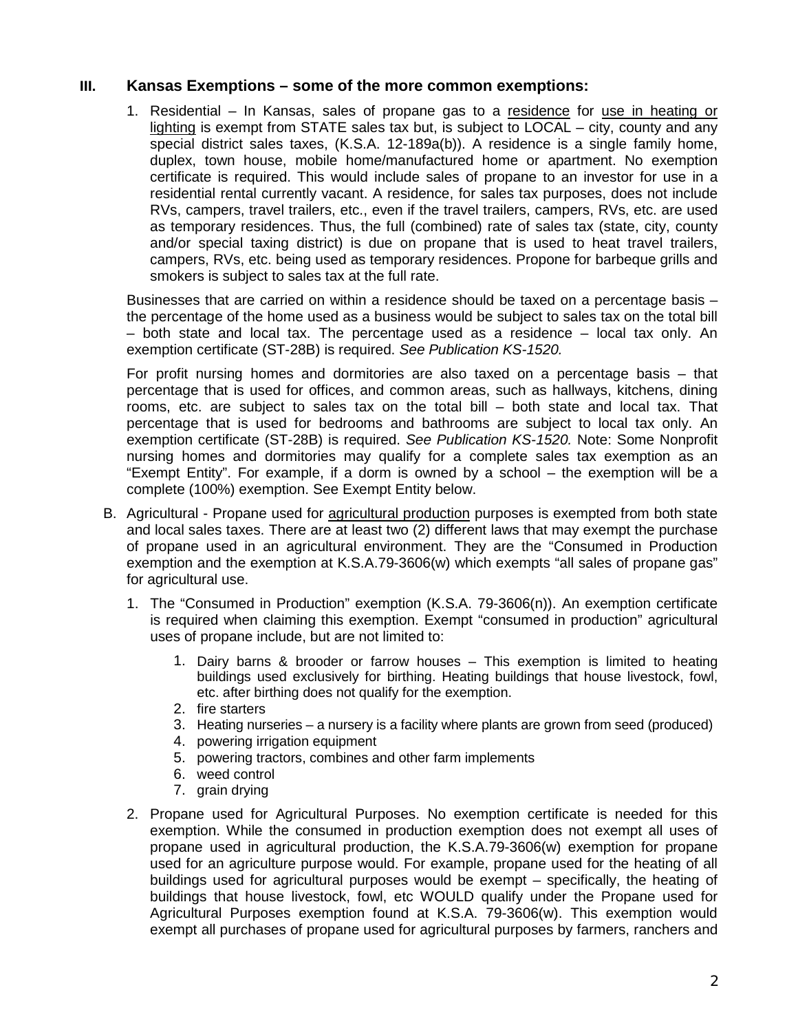### III. Kansas Exemptions – some of the more common exemptions:

1. Residential – In Kansas, sales of propane gas to a residence for use in heating or lighting is exempt from STATE sales tax but, is subject to LOCAL – city, county and any special district sales taxes, (K.S.A. 12-189a(b)). A residence is a single family home, duplex, town house, mobile home/manufactured home or apartment. No exemption certificate is required. This would include sales of propane to an investor for use in a residential rental currently vacant. A residence, for sales tax purposes, does not include RVs, campers, travel trailers, etc., even if the travel trailers, campers, RVs, etc. are used as temporary residences. Thus, the full (combined) rate of sales tax (state, city, county and/or special taxing district) is due on propane that is used to heat travel trailers, campers, RVs, etc. being used as temporary residences. Propone for barbeque grills and smokers is subject to sales tax at the full rate.

   Businesses that are carried on within a residence should be taxed on a percentage basis – the percentage of the home used as a business would be subject to sales tax on the total bill – both state and local tax. The percentage used as a residence – local tax only. An exemption certificate (ST-28B) is required. *See Publication KS-1520.*

   For profit nursing homes and dormitories are also taxed on a percentage basis – that percentage that is used for offices, and common areas, such as hallways, kitchens, dining rooms, etc. are subject to sales tax on the total bill – both state and local tax. That percentage that is used for bedrooms and bathrooms are subject to local tax only. An exemption certificate (ST-28B) is required. *See Publication KS-1520.* Note: Some Nonprofit nursing homes and dormitories may qualify for a complete sales tax exemption as an "Exempt Entity". For example, if a dorm is owned by a school – the exemption will be a complete (100%) exemption. See Exempt Entity below.

B. Agricultural - Propane used for agricultural production purposes is exempted from both state and local sales taxes. There are at least two (2) different laws that may exempt the purchase of propane used in an agricultural environment. They are the "Consumed in Production exemption and the exemption at K.S.A.79-3606(w) which exempts "all sales of propane gas" for agricultural use.

   1. The "Consumed in Production" exemption (K.S.A. 79-3606(n)). An exemption certificate is required when claiming this exemption. Exempt "consumed in production" agricultural uses of propane include, but are not limited to:
      1. Dairy barns & brooder or farrow houses – This exemption is limited to heating buildings used exclusively for birthing. Heating buildings that house livestock, fowl, etc. after birthing does not qualify for the exemption.
      2. fire starters
      3. Heating nurseries – a nursery is a facility where plants are grown from seed (produced)
      4. powering irrigation equipment
      5. powering tractors, combines and other farm implements
      6. weed control
      7. grain drying
   2. Propane used for Agricultural Purposes. No exemption certificate is needed for this exemption. While the consumed in production exemption does not exempt all uses of propane used in agricultural production, the K.S.A.79-3606(w) exemption for propane used for an agriculture purpose would. For example, propane used for the heating of all buildings used for agricultural purposes would be exempt – specifically, the heating of buildings that house livestock, fowl, etc WOULD qualify under the Propane used for Agricultural Purposes exemption found at K.S.A. 79-3606(w). This exemption would exempt all purchases of propane used for agricultural purposes by farmers, ranchers and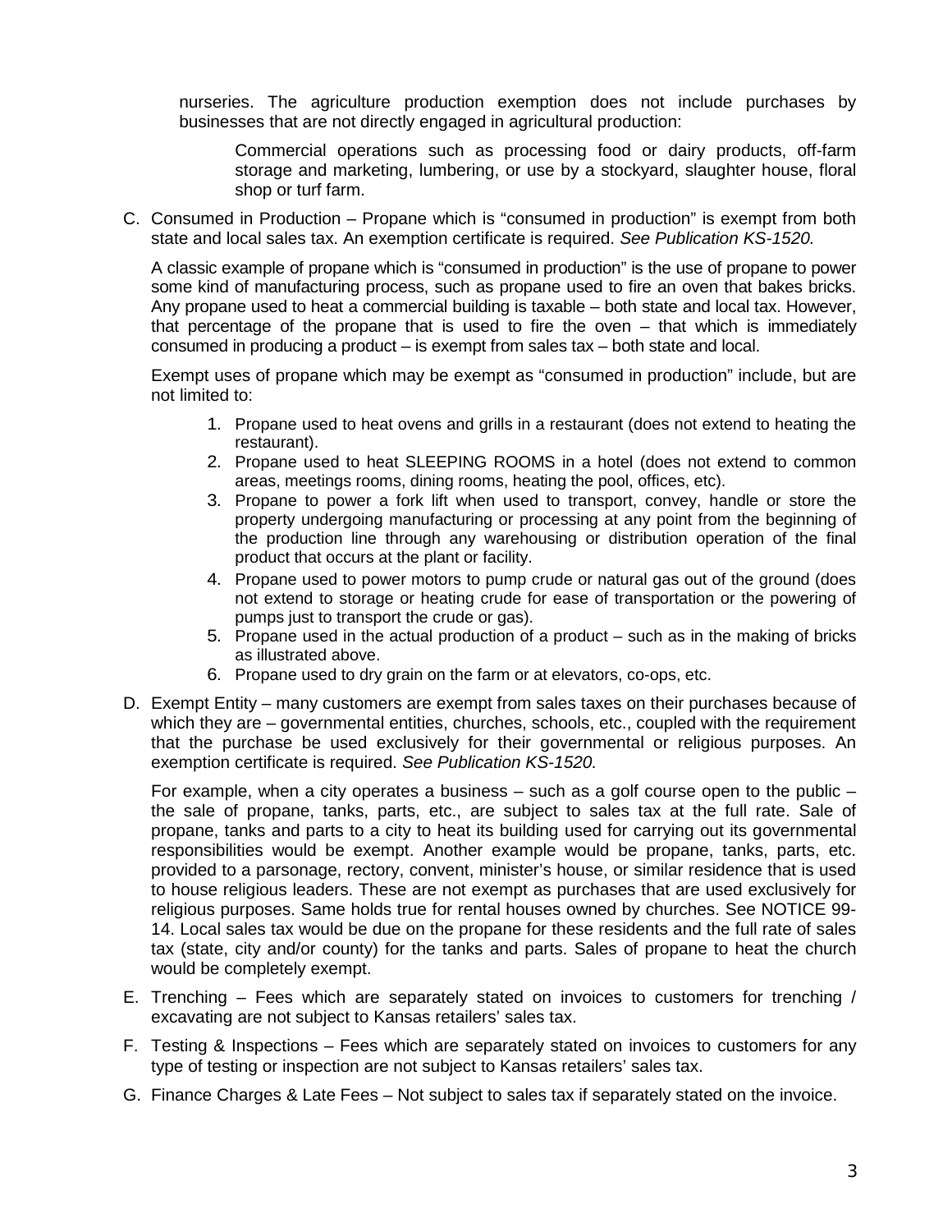nurseries. The agriculture production exemption does not include purchases by businesses that are not directly engaged in agricultural production:

> Commercial operations such as processing food or dairy products, off-farm storage and marketing, lumbering, or use by a stockyard, slaughter house, floral shop or turf farm.

C. Consumed in Production – Propane which is "consumed in production" is exempt from both state and local sales tax. An exemption certificate is required. *See Publication KS-1520.*

A classic example of propane which is "consumed in production" is the use of propane to power some kind of manufacturing process, such as propane used to fire an oven that bakes bricks. Any propane used to heat a commercial building is taxable – both state and local tax. However, that percentage of the propane that is used to fire the oven – that which is immediately consumed in producing a product – is exempt from sales tax – both state and local.

Exempt uses of propane which may be exempt as "consumed in production" include, but are not limited to:

1. Propane used to heat ovens and grills in a restaurant (does not extend to heating the restaurant).
2. Propane used to heat SLEEPING ROOMS in a hotel (does not extend to common areas, meetings rooms, dining rooms, heating the pool, offices, etc).
3. Propane to power a fork lift when used to transport, convey, handle or store the property undergoing manufacturing or processing at any point from the beginning of the production line through any warehousing or distribution operation of the final product that occurs at the plant or facility.
4. Propane used to power motors to pump crude or natural gas out of the ground (does not extend to storage or heating crude for ease of transportation or the powering of pumps just to transport the crude or gas).
5. Propane used in the actual production of a product – such as in the making of bricks as illustrated above.
6. Propane used to dry grain on the farm or at elevators, co-ops, etc.

D. Exempt Entity – many customers are exempt from sales taxes on their purchases because of which they are – governmental entities, churches, schools, etc., coupled with the requirement that the purchase be used exclusively for their governmental or religious purposes. An exemption certificate is required. *See Publication KS-1520.*

For example, when a city operates a business – such as a golf course open to the public – the sale of propane, tanks, parts, etc., are subject to sales tax at the full rate. Sale of propane, tanks and parts to a city to heat its building used for carrying out its governmental responsibilities would be exempt. Another example would be propane, tanks, parts, etc. provided to a parsonage, rectory, convent, minister's house, or similar residence that is used to house religious leaders. These are not exempt as purchases that are used exclusively for religious purposes. Same holds true for rental houses owned by churches. See NOTICE 99-14. Local sales tax would be due on the propane for these residents and the full rate of sales tax (state, city and/or county) for the tanks and parts. Sales of propane to heat the church would be completely exempt.

E. Trenching – Fees which are separately stated on invoices to customers for trenching / excavating are not subject to Kansas retailers' sales tax.

F. Testing & Inspections – Fees which are separately stated on invoices to customers for any type of testing or inspection are not subject to Kansas retailers' sales tax.

G. Finance Charges & Late Fees – Not subject to sales tax if separately stated on the invoice.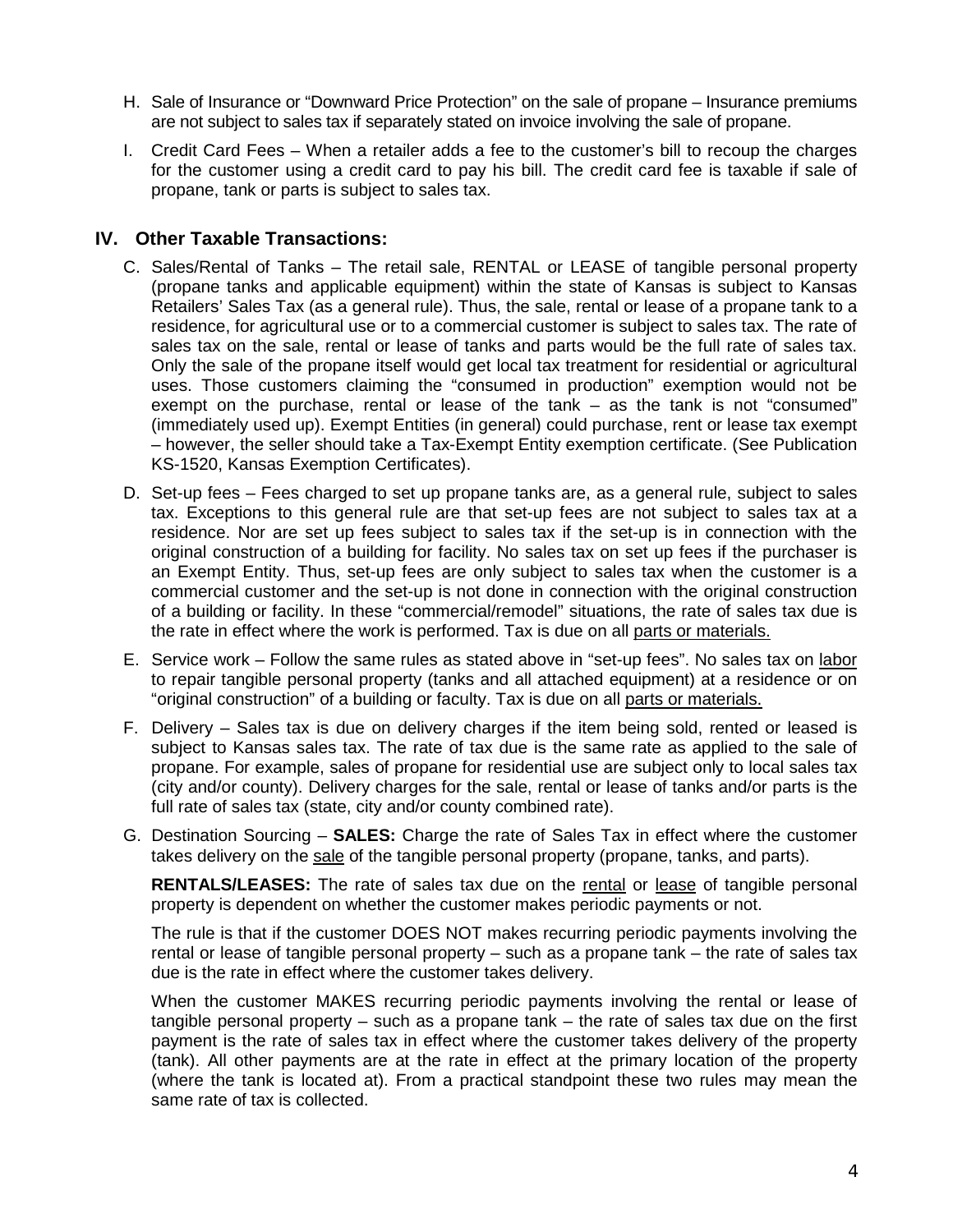H. Sale of Insurance or "Downward Price Protection" on the sale of propane – Insurance premiums are not subject to sales tax if separately stated on invoice involving the sale of propane.

I. Credit Card Fees – When a retailer adds a fee to the customer's bill to recoup the charges for the customer using a credit card to pay his bill. The credit card fee is taxable if sale of propane, tank or parts is subject to sales tax.

## IV. Other Taxable Transactions:

C. Sales/Rental of Tanks – The retail sale, RENTAL or LEASE of tangible personal property (propane tanks and applicable equipment) within the state of Kansas is subject to Kansas Retailers' Sales Tax (as a general rule). Thus, the sale, rental or lease of a propane tank to a residence, for agricultural use or to a commercial customer is subject to sales tax. The rate of sales tax on the sale, rental or lease of tanks and parts would be the full rate of sales tax. Only the sale of the propane itself would get local tax treatment for residential or agricultural uses. Those customers claiming the "consumed in production" exemption would not be exempt on the purchase, rental or lease of the tank – as the tank is not "consumed" (immediately used up). Exempt Entities (in general) could purchase, rent or lease tax exempt – however, the seller should take a Tax-Exempt Entity exemption certificate. (See Publication KS-1520, Kansas Exemption Certificates).

D. Set-up fees – Fees charged to set up propane tanks are, as a general rule, subject to sales tax. Exceptions to this general rule are that set-up fees are not subject to sales tax at a residence. Nor are set up fees subject to sales tax if the set-up is in connection with the original construction of a building for facility. No sales tax on set up fees if the purchaser is an Exempt Entity. Thus, set-up fees are only subject to sales tax when the customer is a commercial customer and the set-up is not done in connection with the original construction of a building or facility. In these "commercial/remodel" situations, the rate of sales tax due is the rate in effect where the work is performed. Tax is due on all <u>parts or materials.</u>

E. Service work – Follow the same rules as stated above in "set-up fees". No sales tax on <u>labor</u> to repair tangible personal property (tanks and all attached equipment) at a residence or on "original construction" of a building or faculty. Tax is due on all <u>parts or materials.</u>

F. Delivery – Sales tax is due on delivery charges if the item being sold, rented or leased is subject to Kansas sales tax. The rate of tax due is the same rate as applied to the sale of propane. For example, sales of propane for residential use are subject only to local sales tax (city and/or county). Delivery charges for the sale, rental or lease of tanks and/or parts is the full rate of sales tax (state, city and/or county combined rate).

G. Destination Sourcing – **SALES:** Charge the rate of Sales Tax in effect where the customer takes delivery on the <u>sale</u> of the tangible personal property (propane, tanks, and parts).

   **RENTALS/LEASES:** The rate of sales tax due on the <u>rental</u> or <u>lease</u> of tangible personal property is dependent on whether the customer makes periodic payments or not.

   The rule is that if the customer DOES NOT makes recurring periodic payments involving the rental or lease of tangible personal property – such as a propane tank – the rate of sales tax due is the rate in effect where the customer takes delivery.

   When the customer MAKES recurring periodic payments involving the rental or lease of tangible personal property – such as a propane tank – the rate of sales tax due on the first payment is the rate of sales tax in effect where the customer takes delivery of the property (tank). All other payments are at the rate in effect at the primary location of the property (where the tank is located at). From a practical standpoint these two rules may mean the same rate of tax is collected.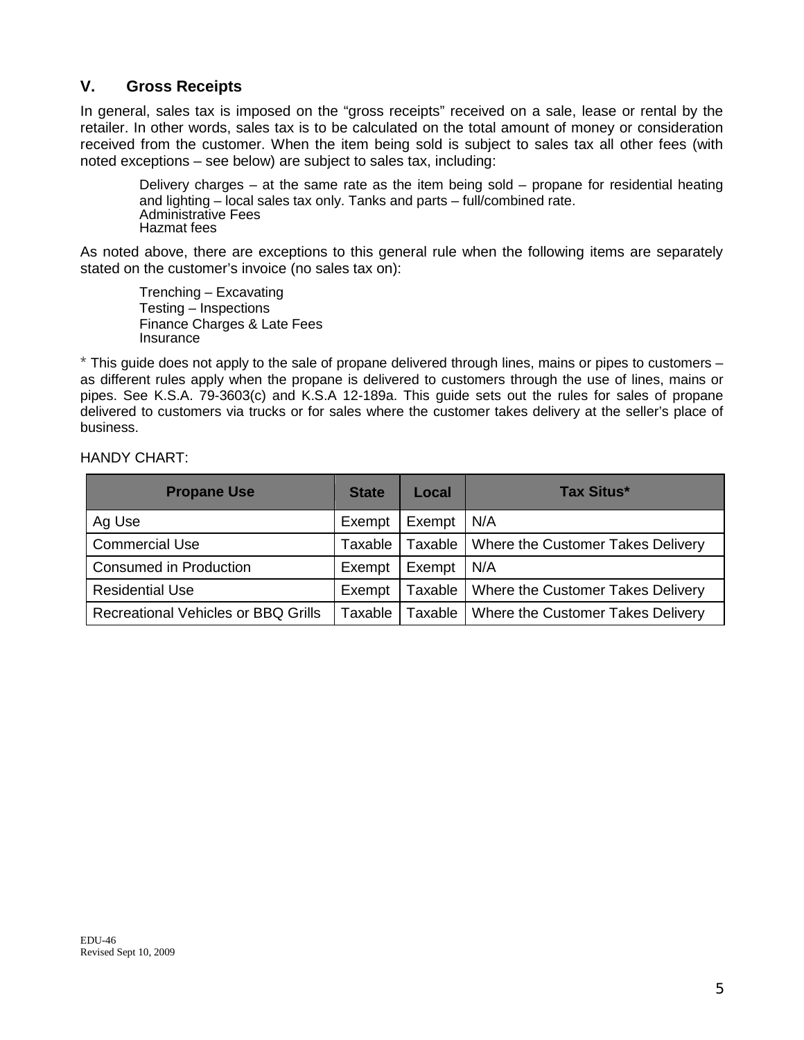## V. Gross Receipts

In general, sales tax is imposed on the "gross receipts" received on a sale, lease or rental by the retailer. In other words, sales tax is to be calculated on the total amount of money or consideration received from the customer. When the item being sold is subject to sales tax all other fees (with noted exceptions – see below) are subject to sales tax, including:

Delivery charges – at the same rate as the item being sold – propane for residential heating and lighting – local sales tax only. Tanks and parts – full/combined rate.
Administrative Fees
Hazmat fees

As noted above, there are exceptions to this general rule when the following items are separately stated on the customer's invoice (no sales tax on):

Trenching – Excavating
Testing – Inspections
Finance Charges & Late Fees
Insurance

* This guide does not apply to the sale of propane delivered through lines, mains or pipes to customers – as different rules apply when the propane is delivered to customers through the use of lines, mains or pipes. See K.S.A. 79-3603(c) and K.S.A 12-189a. This guide sets out the rules for sales of propane delivered to customers via trucks or for sales where the customer takes delivery at the seller's place of business.

HANDY CHART:

| Propane Use | State | Local | Tax Situs* |
|---|---|---|---|
| Ag Use | Exempt | Exempt | N/A |
| Commercial Use | Taxable | Taxable | Where the Customer Takes Delivery |
| Consumed in Production | Exempt | Exempt | N/A |
| Residential Use | Exempt | Taxable | Where the Customer Takes Delivery |
| Recreational Vehicles or BBQ Grills | Taxable | Taxable | Where the Customer Takes Delivery |

EDU-46
Revised Sept 10, 2009